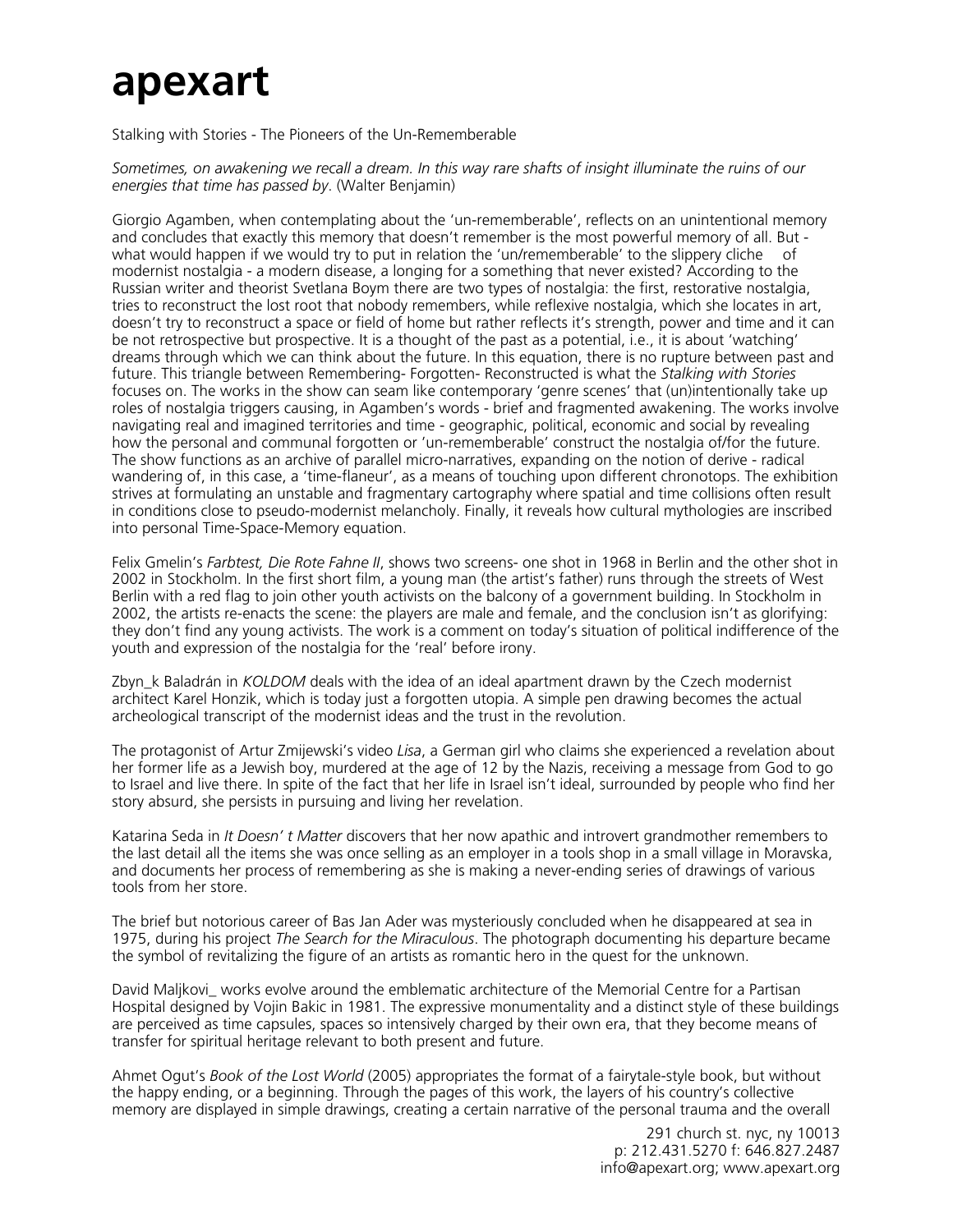# apexart

Stalking with Stories - The Pioneers of the Un-Rememberable

*Sometimes, on awakening we recall a dream. In this way rare shafts of insight illuminate the ruins of our energies that time has passed by*. (Walter Benjamin)

Giorgio Agamben, when contemplating about the 'un-rememberable', reflects on an unintentional memory and concludes that exactly this memory that doesn't remember is the most powerful memory of all. But - what would happen if we would try to put in relation the 'un/rememberable' to the slippery cliche of modernist nostalgia - a modern disease, a longing for a something that never existed? According to the Russian writer and theorist Svetlana Boym there are two types of nostalgia: the first, restorative nostalgia, tries to reconstruct the lost root that nobody remembers, while reflexive nostalgia, which she locates in art, doesn't try to reconstruct a space or field of home but rather reflects it's strength, power and time and it can be not retrospective but prospective. It is a thought of the past as a potential, i.e., it is about 'watching' dreams through which we can think about the future. In this equation, there is no rupture between past and future. This triangle between Remembering- Forgotten- Reconstructed is what the *Stalking with Stories* focuses on. The works in the show can seam like contemporary 'genre scenes' that (un)intentionally take up roles of nostalgia triggers causing, in Agamben's words - brief and fragmented awakening. The works involve navigating real and imagined territories and time - geographic, political, economic and social by revealing how the personal and communal forgotten or 'un-rememberable' construct the nostalgia of/for the future. The show functions as an archive of parallel micro-narratives, expanding on the notion of derive - radical wandering of, in this case, a 'time-flaneur', as a means of touching upon different chronotops. The exhibition strives at formulating an unstable and fragmentary cartography where spatial and time collisions often result in conditions close to pseudo-modernist melancholy. Finally, it reveals how cultural mythologies are inscribed into personal Time-Space-Memory equation.

Felix Gmelin's *Farbtest, Die Rote Fahne II*, shows two screens- one shot in 1968 in Berlin and the other shot in 2002 in Stockholm. In the first short film, a young man (the artist's father) runs through the streets of West Berlin with a red flag to join other youth activists on the balcony of a government building. In Stockholm in 2002, the artists re-enacts the scene: the players are male and female, and the conclusion isn't as glorifying: they don't find any young activists. The work is a comment on today's situation of political indifference of the youth and expression of the nostalgia for the 'real' before irony.

Zbyn_k Baladrán in *KOLDOM* deals with the idea of an ideal apartment drawn by the Czech modernist architect Karel Honzik, which is today just a forgotten utopia. A simple pen drawing becomes the actual archeological transcript of the modernist ideas and the trust in the revolution.

The protagonist of Artur Zmijewski's video *Lisa*, a German girl who claims she experienced a revelation about her former life as a Jewish boy, murdered at the age of 12 by the Nazis, receiving a message from God to go to Israel and live there. In spite of the fact that her life in Israel isn't ideal, surrounded by people who find her story absurd, she persists in pursuing and living her revelation.

Katarina Seda in *It Doesn' t Matter* discovers that her now apathic and introvert grandmother remembers to the last detail all the items she was once selling as an employer in a tools shop in a small village in Moravska, and documents her process of remembering as she is making a never-ending series of drawings of various tools from her store.

The brief but notorious career of Bas Jan Ader was mysteriously concluded when he disappeared at sea in 1975, during his project *The Search for the Miraculous*. The photograph documenting his departure became the symbol of revitalizing the figure of an artists as romantic hero in the quest for the unknown.

David Maljkovi_ works evolve around the emblematic architecture of the Memorial Centre for a Partisan Hospital designed by Vojin Bakic in 1981. The expressive monumentality and a distinct style of these buildings are perceived as time capsules, spaces so intensively charged by their own era, that they become means of transfer for spiritual heritage relevant to both present and future.

Ahmet Ogut's *Book of the Lost World* (2005) appropriates the format of a fairytale-style book, but without the happy ending, or a beginning. Through the pages of this work, the layers of his country's collective memory are displayed in simple drawings, creating a certain narrative of the personal trauma and the overall

291 church st. nyc, ny 10013
p: 212.431.5270 f: 646.827.2487
info@apexart.org; www.apexart.org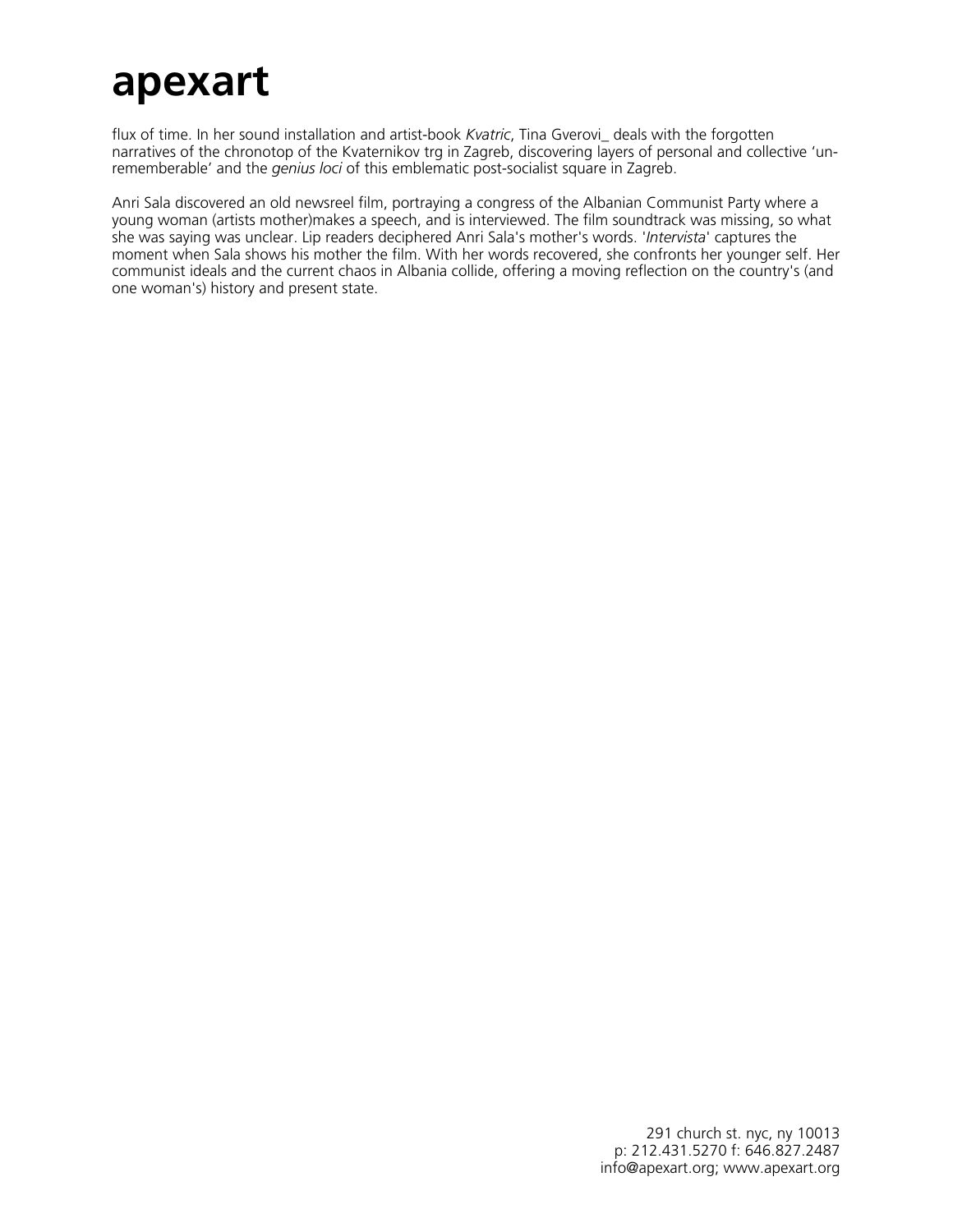# apexart

flux of time. In her sound installation and artist-book *Kvatric*, Tina Gverovi_ deals with the forgotten narratives of the chronotop of the Kvaternikov trg in Zagreb, discovering layers of personal and collective 'un-rememberable' and the *genius loci* of this emblematic post-socialist square in Zagreb.

Anri Sala discovered an old newsreel film, portraying a congress of the Albanian Communist Party where a young woman (artists mother)makes a speech, and is interviewed. The film soundtrack was missing, so what she was saying was unclear. Lip readers deciphered Anri Sala's mother's words. '*Intervista*' captures the moment when Sala shows his mother the film. With her words recovered, she confronts her younger self. Her communist ideals and the current chaos in Albania collide, offering a moving reflection on the country's (and one woman's) history and present state.

291 church st. nyc, ny 10013
p: 212.431.5270 f: 646.827.2487
info@apexart.org; www.apexart.org